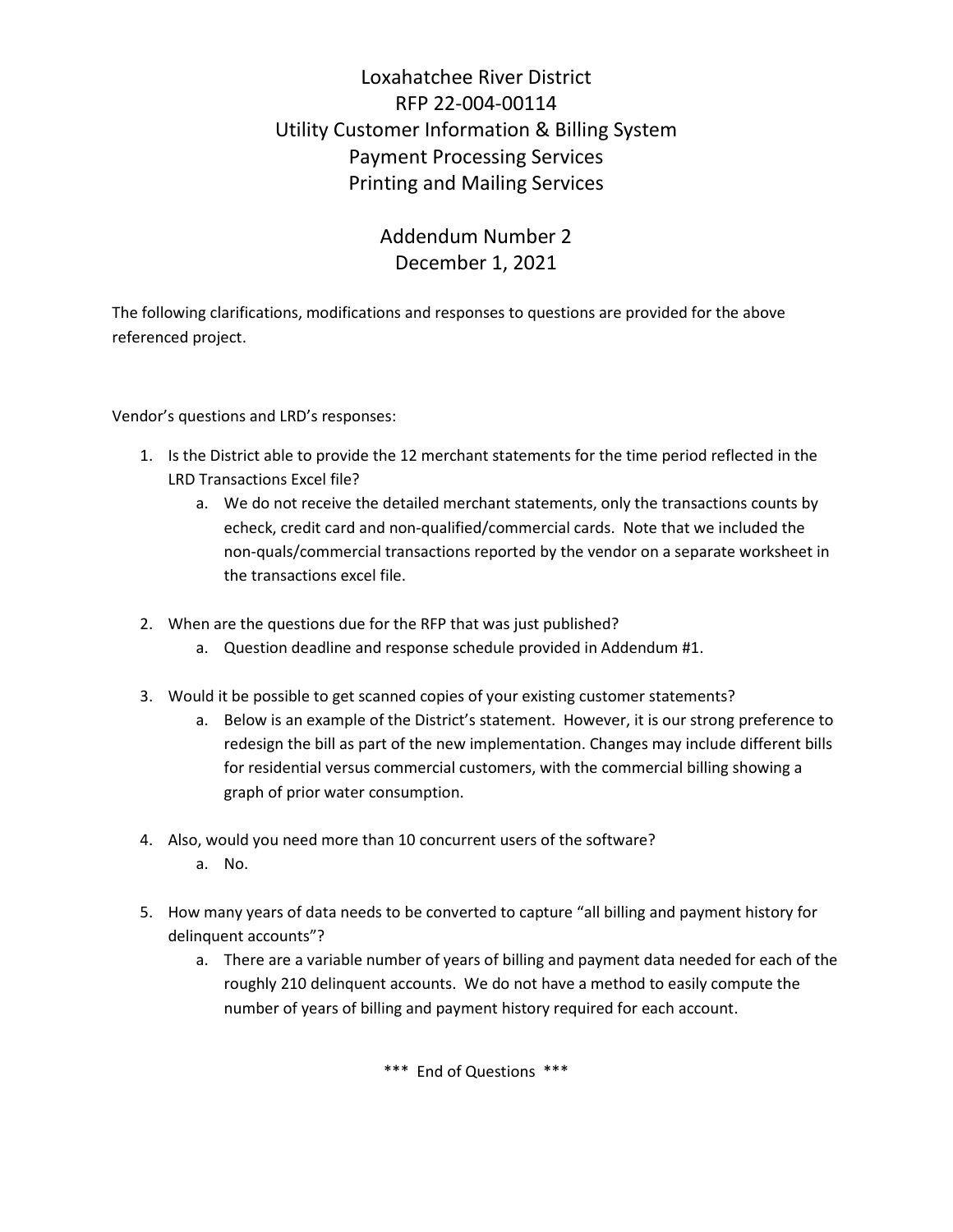# Loxahatchee River District
# RFP 22-004-00114
# Utility Customer Information & Billing System
# Payment Processing Services
# Printing and Mailing Services

## Addendum Number 2
## December 1, 2021

The following clarifications, modifications and responses to questions are provided for the above referenced project.

Vendor's questions and LRD's responses:

1. Is the District able to provide the 12 merchant statements for the time period reflected in the LRD Transactions Excel file?
   a. We do not receive the detailed merchant statements, only the transactions counts by echeck, credit card and non-qualified/commercial cards. Note that we included the non-quals/commercial transactions reported by the vendor on a separate worksheet in the transactions excel file.

2. When are the questions due for the RFP that was just published?
   a. Question deadline and response schedule provided in Addendum #1.

3. Would it be possible to get scanned copies of your existing customer statements?
   a. Below is an example of the District's statement. However, it is our strong preference to redesign the bill as part of the new implementation. Changes may include different bills for residential versus commercial customers, with the commercial billing showing a graph of prior water consumption.

4. Also, would you need more than 10 concurrent users of the software?
   a. No.

5. How many years of data needs to be converted to capture "all billing and payment history for delinquent accounts"?
   a. There are a variable number of years of billing and payment data needed for each of the roughly 210 delinquent accounts. We do not have a method to easily compute the number of years of billing and payment history required for each account.

\*\*\* End of Questions \*\*\*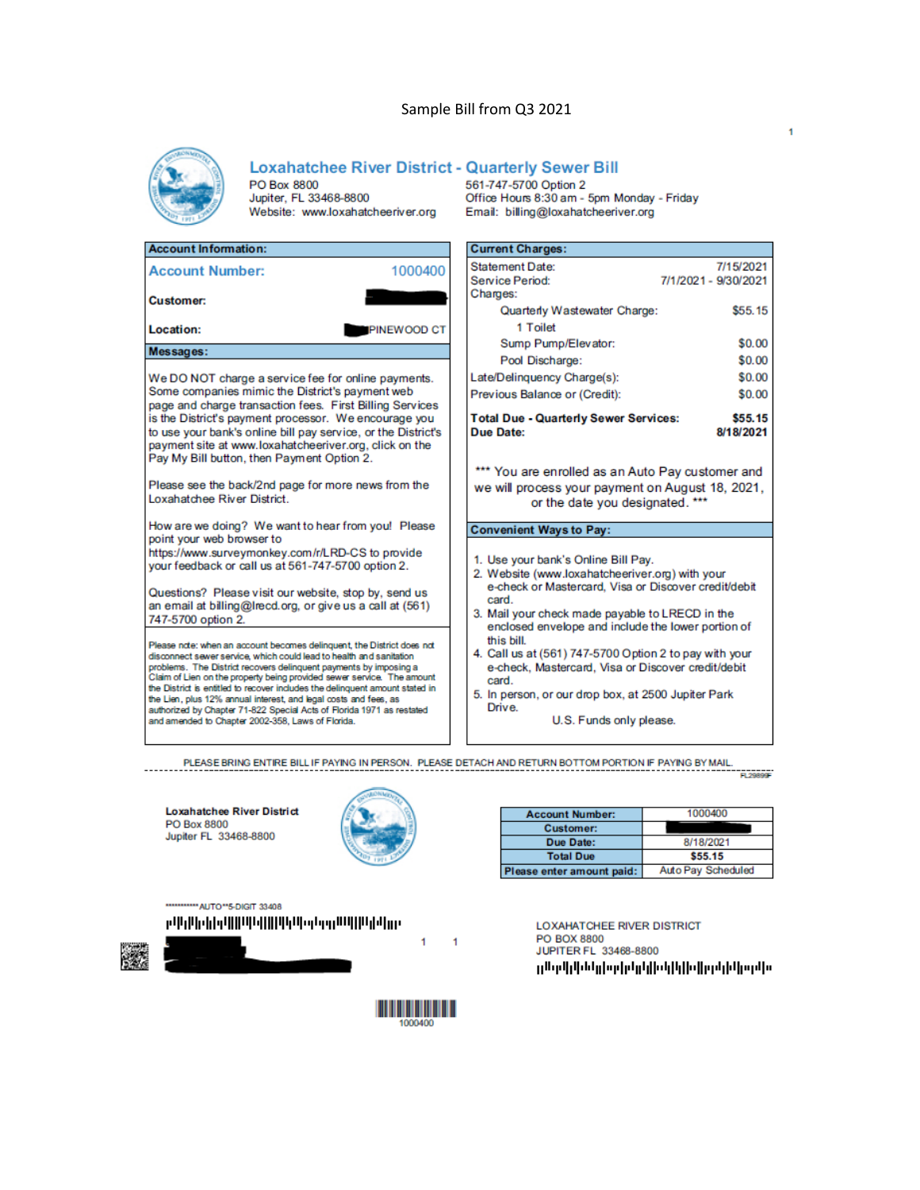Sample Bill from Q3 2021

# Loxahatchee River District - Quarterly Sewer Bill

PO Box 8800
Jupiter, FL 33468-8800
Website: www.loxahatcheeriver.org

561-747-5700 Option 2
Office Hours 8:30 am - 5pm Monday - Friday
Email: billing@loxahatcheeriver.org

| Account Information: | |
|---|---|
| **Account Number:** | 1000400 |
| **Customer:** | |
| **Location:** | PINEWOOD CT |

**Messages:**

We DO NOT charge a service fee for online payments. Some companies mimic the District's payment web page and charge transaction fees. First Billing Services is the District's payment processor. We encourage you to use your bank's online bill pay service, or the District's payment site at www.loxahatcheeriver.org, click on the Pay My Bill button, then Payment Option 2.

Please see the back/2nd page for more news from the Loxahatchee River District.

How are we doing? We want to hear from you! Please point your web browser to https://www.surveymonkey.com/r/LRD-CS to provide your feedback or call us at 561-747-5700 option 2.

Questions? Please visit our website, stop by, send us an email at billing@lrecd.org, or give us a call at (561) 747-5700 option 2.

Please note: when an account becomes delinquent, the District does not disconnect sewer service, which could lead to health and sanitation problems. The District recovers delinquent payments by imposing a Claim of Lien on the property being provided sewer service. The amount the District is entitled to recover includes the delinquent amount stated in the Lien, plus 12% annual interest, and legal costs and fees, as authorized by Chapter 71-822 Special Acts of Florida 1971 as restated and amended to Chapter 2002-358, Laws of Florida.

| Current Charges: | |
|---|---|
| Statement Date: | 7/15/2021 |
| Service Period: | 7/1/2021 - 9/30/2021 |
| Charges: | |
| Quarterly Wastewater Charge: | $55.15 |
| 1 Toilet | |
| Sump Pump/Elevator: | $0.00 |
| Pool Discharge: | $0.00 |
| Late/Delinquency Charge(s): | $0.00 |
| Previous Balance or (Credit): | $0.00 |
| **Total Due - Quarterly Sewer Services:** | **$55.15** |
| **Due Date:** | **8/18/2021** |

*** You are enrolled as an Auto Pay customer and we will process your payment on August 18, 2021, or the date you designated. ***

**Convenient Ways to Pay:**

1. Use your bank's Online Bill Pay.
2. Website (www.loxahatcheeriver.org) with your e-check or Mastercard, Visa or Discover credit/debit card.
3. Mail your check made payable to LRECD in the enclosed envelope and include the lower portion of this bill.
4. Call us at (561) 747-5700 Option 2 to pay with your e-check, Mastercard, Visa or Discover credit/debit card.
5. In person, or our drop box, at 2500 Jupiter Park Drive.

U.S. Funds only please.

PLEASE BRING ENTIRE BILL IF PAYING IN PERSON. PLEASE DETACH AND RETURN BOTTOM PORTION IF PAYING BY MAIL.

FL29899F

**Loxahatchee River District**
PO Box 8800
Jupiter FL 33468-8800

| Account Number: | 1000400 |
|---|---|
| Customer: | |
| Due Date: | 8/18/2021 |
| Total Due | **$55.15** |
| Please enter amount paid: | Auto Pay Scheduled |

*********** AUTO**5-DIGIT 33408

1 1

LOXAHATCHEE RIVER DISTRICT
PO BOX 8800
JUPITER FL 33468-8800

1000400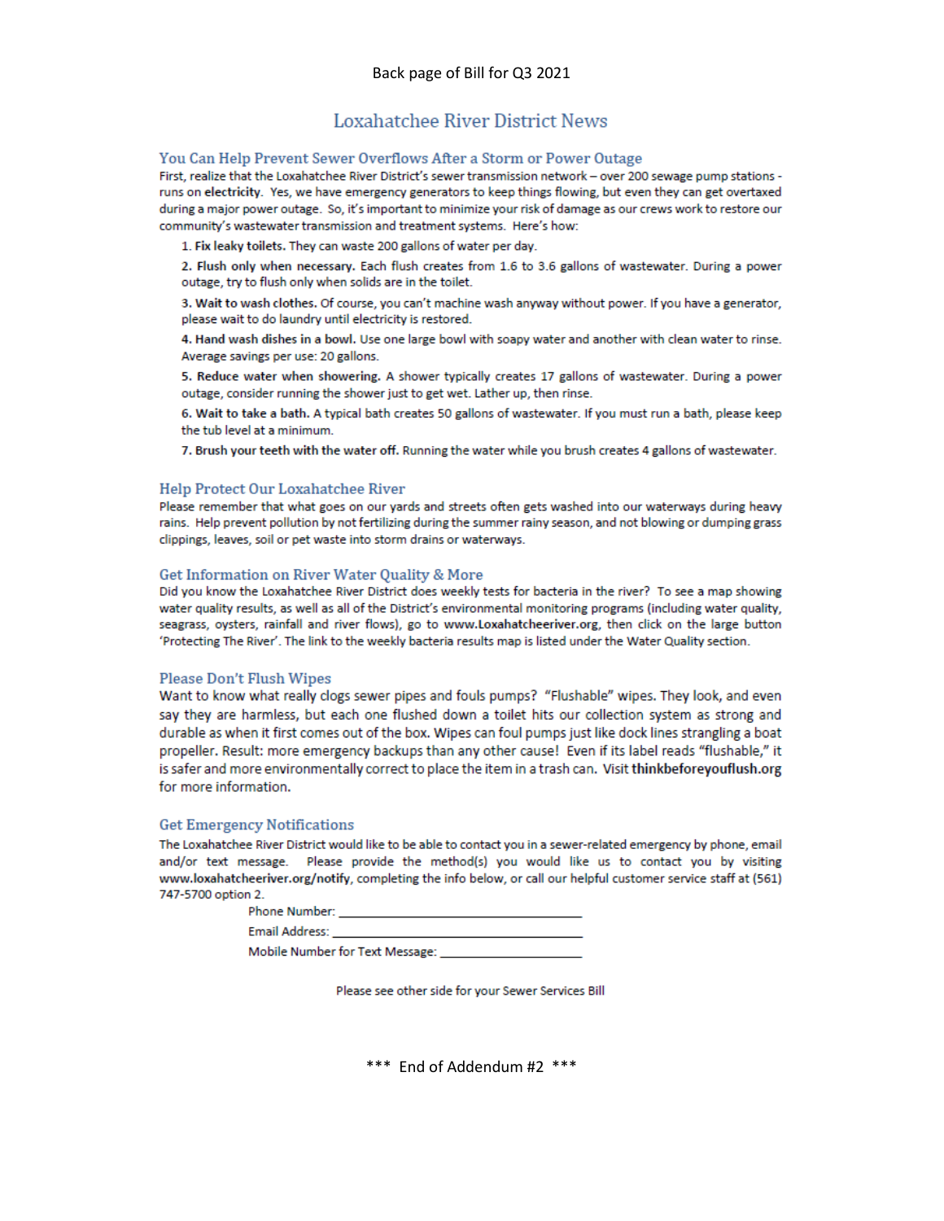Back page of Bill for Q3 2021

# Loxahatchee River District News

## You Can Help Prevent Sewer Overflows After a Storm or Power Outage

First, realize that the Loxahatchee River District's sewer transmission network – over 200 sewage pump stations - runs on **electricity**. Yes, we have emergency generators to keep things flowing, but even they can get overtaxed during a major power outage. So, it's important to minimize your risk of damage as our crews work to restore our community's wastewater transmission and treatment systems. Here's how:

1. **Fix leaky toilets.** They can waste 200 gallons of water per day.
2. **Flush only when necessary.** Each flush creates from 1.6 to 3.6 gallons of wastewater. During a power outage, try to flush only when solids are in the toilet.
3. **Wait to wash clothes.** Of course, you can't machine wash anyway without power. If you have a generator, please wait to do laundry until electricity is restored.
4. **Hand wash dishes in a bowl.** Use one large bowl with soapy water and another with clean water to rinse. Average savings per use: 20 gallons.
5. **Reduce water when showering.** A shower typically creates 17 gallons of wastewater. During a power outage, consider running the shower just to get wet. Lather up, then rinse.
6. **Wait to take a bath.** A typical bath creates 50 gallons of wastewater. If you must run a bath, please keep the tub level at a minimum.
7. **Brush your teeth with the water off.** Running the water while you brush creates 4 gallons of wastewater.

## Help Protect Our Loxahatchee River

Please remember that what goes on our yards and streets often gets washed into our waterways during heavy rains. Help prevent pollution by not fertilizing during the summer rainy season, and not blowing or dumping grass clippings, leaves, soil or pet waste into storm drains or waterways.

## Get Information on River Water Quality & More

Did you know the Loxahatchee River District does weekly tests for bacteria in the river? To see a map showing water quality results, as well as all of the District's environmental monitoring programs (including water quality, seagrass, oysters, rainfall and river flows), go to **www.Loxahatcheeriver.org**, then click on the large button 'Protecting The River'. The link to the weekly bacteria results map is listed under the Water Quality section.

## Please Don't Flush Wipes

Want to know what really clogs sewer pipes and fouls pumps? "Flushable" wipes. They look, and even say they are harmless, but each one flushed down a toilet hits our collection system as strong and durable as when it first comes out of the box. Wipes can foul pumps just like dock lines strangling a boat propeller. Result: more emergency backups than any other cause! Even if its label reads "flushable," it is safer and more environmentally correct to place the item in a trash can. Visit **thinkbeforeyouflush.org** for more information.

## Get Emergency Notifications

The Loxahatchee River District would like to be able to contact you in a sewer-related emergency by phone, email and/or text message. Please provide the method(s) you would like us to contact you by visiting **www.loxahatcheeriver.org/notify**, completing the info below, or call our helpful customer service staff at (561) 747-5700 option 2.

Phone Number: ______________________________

Email Address: ______________________________

Mobile Number for Text Message: ____________________

Please see other side for your Sewer Services Bill

*** End of Addendum #2 ***